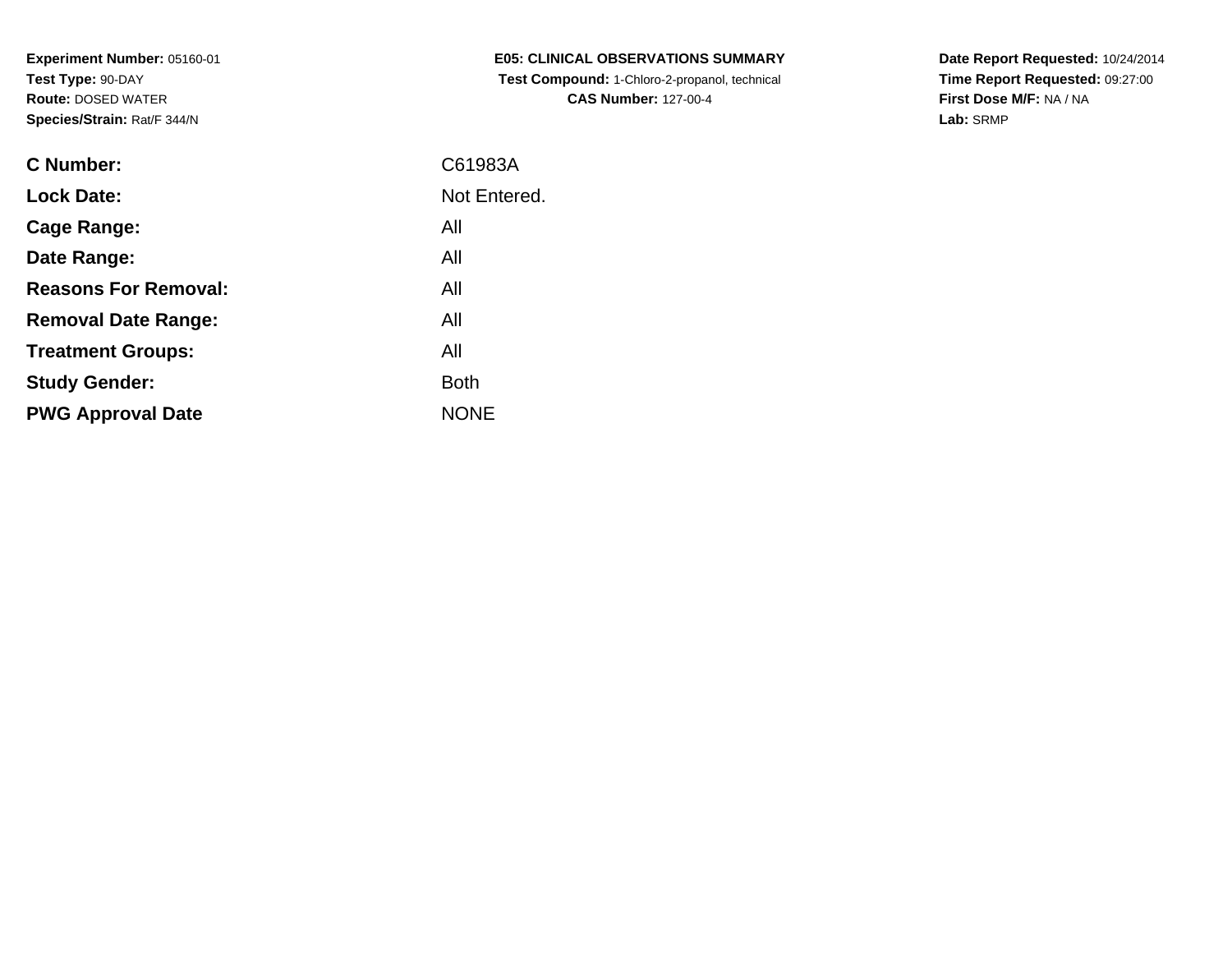**Experiment Number:** 05160-01
**Test Type:** 90-DAY
**Route:** DOSED WATER
**Species/Strain:** Rat/F 344/N

**E05: CLINICAL OBSERVATIONS SUMMARY**
**Test Compound:** 1-Chloro-2-propanol, technical
**CAS Number:** 127-00-4

**Date Report Requested:** 10/24/2014
**Time Report Requested:** 09:27:00
**First Dose M/F:** NA / NA
**Lab:** SRMP

| | |
|---|---|
| **C Number:** | C61983A |
| **Lock Date:** | Not Entered. |
| **Cage Range:** | All |
| **Date Range:** | All |
| **Reasons For Removal:** | All |
| **Removal Date Range:** | All |
| **Treatment Groups:** | All |
| **Study Gender:** | Both |
| **PWG Approval Date** | NONE |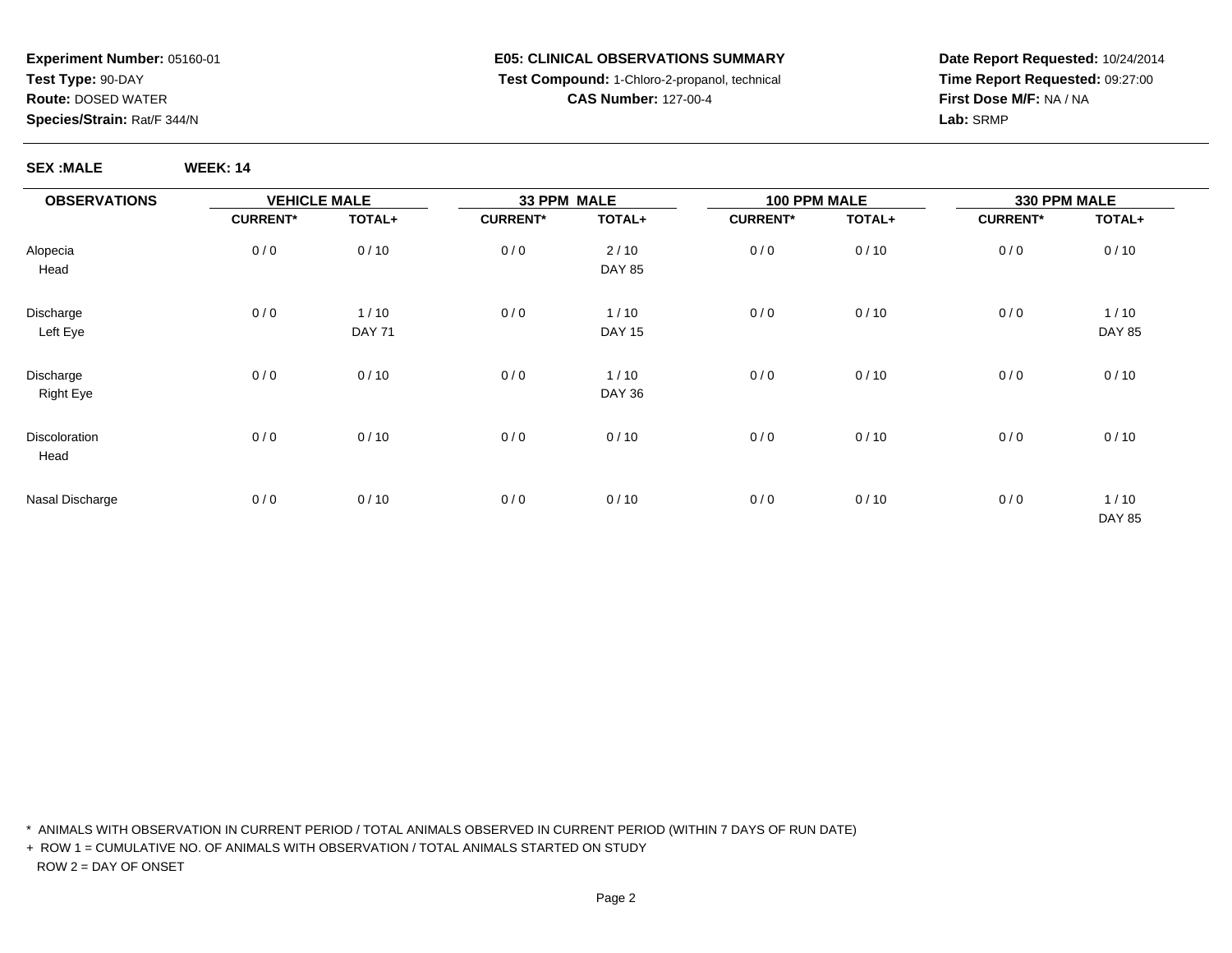**Experiment Number:** 05160-01
**Test Type:** 90-DAY
**Route:** DOSED WATER
**Species/Strain:** Rat/F 344/N

**E05: CLINICAL OBSERVATIONS SUMMARY**
**Test Compound:** 1-Chloro-2-propanol, technical
**CAS Number:** 127-00-4

**Date Report Requested:** 10/24/2014
**Time Report Requested:** 09:27:00
**First Dose M/F:** NA / NA
**Lab:** SRMP

**SEX :MALE** **WEEK: 14**

| OBSERVATIONS | VEHICLE MALE | | 33 PPM MALE | | 100 PPM MALE | | 330 PPM MALE | |
|---|---|---|---|---|---|---|---|---|
| | CURRENT* | TOTAL+ | CURRENT* | TOTAL+ | CURRENT* | TOTAL+ | CURRENT* | TOTAL+ |
| Alopecia<br>Head | 0 / 0 | 0 / 10 | 0 / 0 | 2 / 10<br>DAY 85 | 0 / 0 | 0 / 10 | 0 / 0 | 0 / 10 |
| Discharge<br>Left Eye | 0 / 0 | 1 / 10<br>DAY 71 | 0 / 0 | 1 / 10<br>DAY 15 | 0 / 0 | 0 / 10 | 0 / 0 | 1 / 10<br>DAY 85 |
| Discharge<br>Right Eye | 0 / 0 | 0 / 10 | 0 / 0 | 1 / 10<br>DAY 36 | 0 / 0 | 0 / 10 | 0 / 0 | 0 / 10 |
| Discoloration<br>Head | 0 / 0 | 0 / 10 | 0 / 0 | 0 / 10 | 0 / 0 | 0 / 10 | 0 / 0 | 0 / 10 |
| Nasal Discharge | 0 / 0 | 0 / 10 | 0 / 0 | 0 / 10 | 0 / 0 | 0 / 10 | 0 / 0 | 1 / 10<br>DAY 85 |

* ANIMALS WITH OBSERVATION IN CURRENT PERIOD / TOTAL ANIMALS OBSERVED IN CURRENT PERIOD (WITHIN 7 DAYS OF RUN DATE)

+ ROW 1 = CUMULATIVE NO. OF ANIMALS WITH OBSERVATION / TOTAL ANIMALS STARTED ON STUDY
  ROW 2 = DAY OF ONSET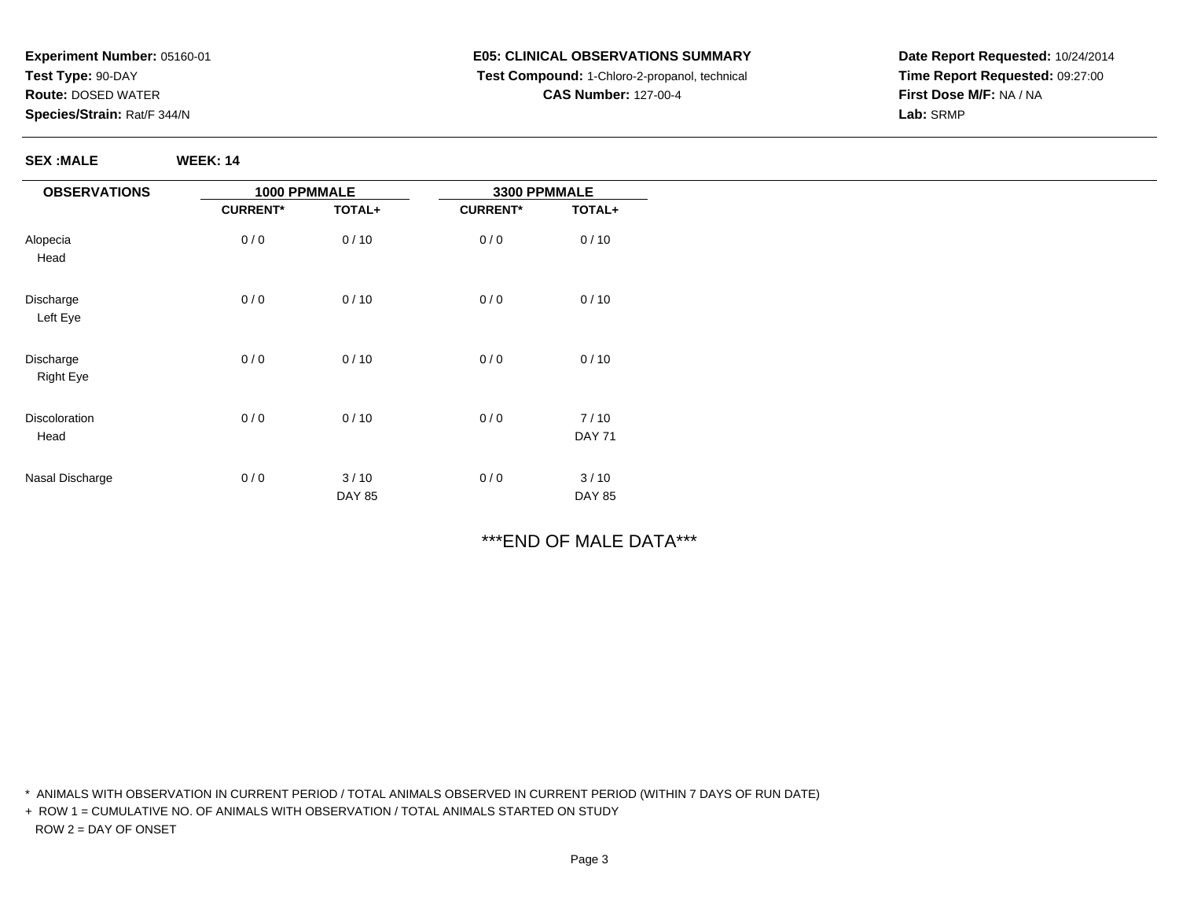**Experiment Number:** 05160-01
**Test Type:** 90-DAY
**Route:** DOSED WATER
**Species/Strain:** Rat/F 344/N

**E05: CLINICAL OBSERVATIONS SUMMARY**
**Test Compound:** 1-Chloro-2-propanol, technical
**CAS Number:** 127-00-4

**Date Report Requested:** 10/24/2014
**Time Report Requested:** 09:27:00
**First Dose M/F:** NA / NA
**Lab:** SRMP

**SEX :MALE** **WEEK: 14**

| OBSERVATIONS | 1000 PPMMALE | | 3300 PPMMALE | |
|---|---|---|---|---|
| | CURRENT* | TOTAL+ | CURRENT* | TOTAL+ |
| Alopecia<br>Head | 0 / 0 | 0 / 10 | 0 / 0 | 0 / 10 |
| Discharge<br>Left Eye | 0 / 0 | 0 / 10 | 0 / 0 | 0 / 10 |
| Discharge<br>Right Eye | 0 / 0 | 0 / 10 | 0 / 0 | 0 / 10 |
| Discoloration<br>Head | 0 / 0 | 0 / 10 | 0 / 0 | 7 / 10<br>DAY 71 |
| Nasal Discharge | 0 / 0 | 3 / 10<br>DAY 85 | 0 / 0 | 3 / 10<br>DAY 85 |

***END OF MALE DATA***

* ANIMALS WITH OBSERVATION IN CURRENT PERIOD / TOTAL ANIMALS OBSERVED IN CURRENT PERIOD (WITHIN 7 DAYS OF RUN DATE)

+ ROW 1 = CUMULATIVE NO. OF ANIMALS WITH OBSERVATION / TOTAL ANIMALS STARTED ON STUDY
ROW 2 = DAY OF ONSET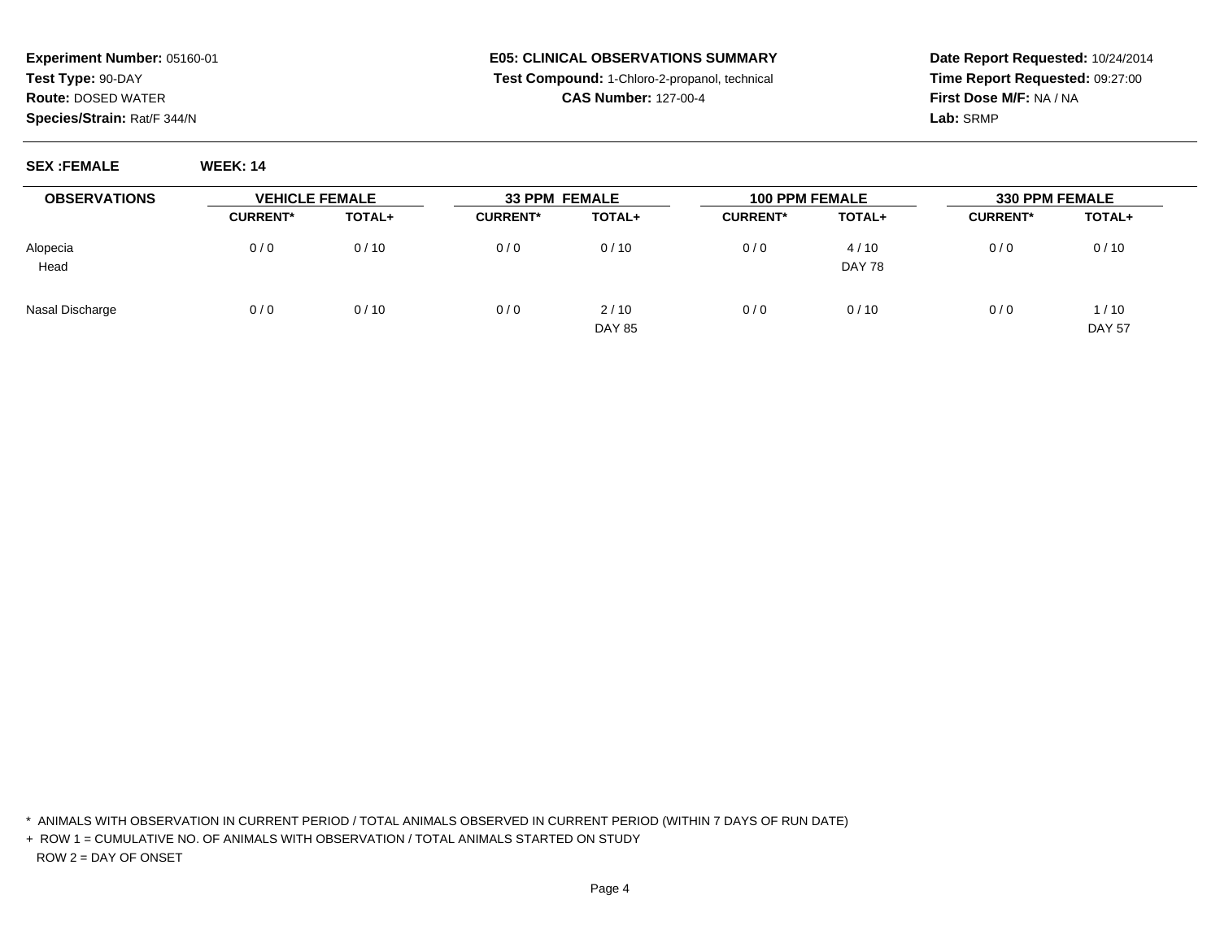**Experiment Number:** 05160-01
**Test Type:** 90-DAY
**Route:** DOSED WATER
**Species/Strain:** Rat/F 344/N

**E05: CLINICAL OBSERVATIONS SUMMARY**
**Test Compound:** 1-Chloro-2-propanol, technical
**CAS Number:** 127-00-4

**Date Report Requested:** 10/24/2014
**Time Report Requested:** 09:27:00
**First Dose M/F:** NA / NA
**Lab:** SRMP

**SEX :FEMALE** **WEEK: 14**

| OBSERVATIONS | VEHICLE FEMALE | | 33 PPM FEMALE | | 100 PPM FEMALE | | 330 PPM FEMALE | |
|---|---|---|---|---|---|---|---|---|
| | CURRENT* | TOTAL+ | CURRENT* | TOTAL+ | CURRENT* | TOTAL+ | CURRENT* | TOTAL+ |
| Alopecia | 0 / 0 | 0 / 10 | 0 / 0 | 0 / 10 | 0 / 0 | 4 / 10 | 0 / 0 | 0 / 10 |
| Head | | | | | | DAY 78 | | |
| Nasal Discharge | 0 / 0 | 0 / 10 | 0 / 0 | 2 / 10 | 0 / 0 | 0 / 10 | 0 / 0 | 1 / 10 |
| | | | | DAY 85 | | | | DAY 57 |

* ANIMALS WITH OBSERVATION IN CURRENT PERIOD / TOTAL ANIMALS OBSERVED IN CURRENT PERIOD (WITHIN 7 DAYS OF RUN DATE)

+ ROW 1 = CUMULATIVE NO. OF ANIMALS WITH OBSERVATION / TOTAL ANIMALS STARTED ON STUDY
ROW 2 = DAY OF ONSET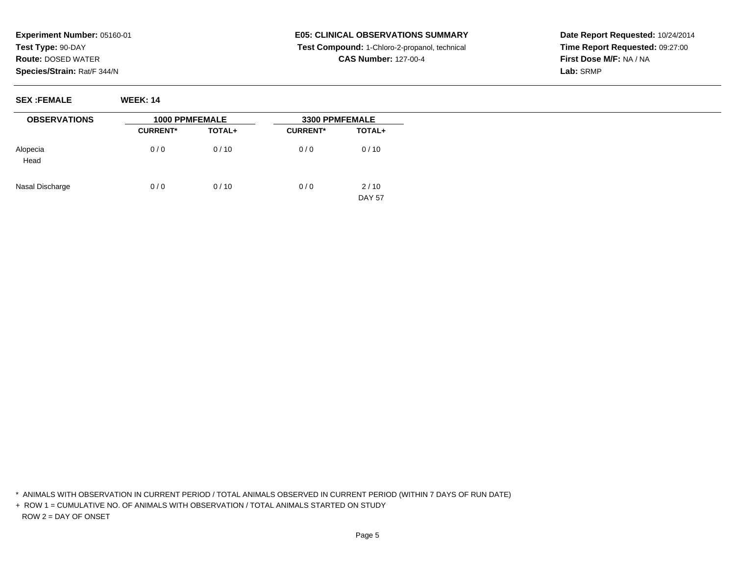**Experiment Number:** 05160-01
**Test Type:** 90-DAY
**Route:** DOSED WATER
**Species/Strain:** Rat/F 344/N

**E05: CLINICAL OBSERVATIONS SUMMARY**
**Test Compound:** 1-Chloro-2-propanol, technical
**CAS Number:** 127-00-4

**Date Report Requested:** 10/24/2014
**Time Report Requested:** 09:27:00
**First Dose M/F:** NA / NA
**Lab:** SRMP

**SEX :FEMALE** **WEEK: 14**

| OBSERVATIONS | 1000 PPMFEMALE | | 3300 PPMFEMALE | |
|---|---|---|---|---|
| | CURRENT* | TOTAL+ | CURRENT* | TOTAL+ |
| Alopecia<br>Head | 0 / 0 | 0 / 10 | 0 / 0 | 0 / 10 |
| Nasal Discharge | 0 / 0 | 0 / 10 | 0 / 0 | 2 / 10<br>DAY 57 |

\* ANIMALS WITH OBSERVATION IN CURRENT PERIOD / TOTAL ANIMALS OBSERVED IN CURRENT PERIOD (WITHIN 7 DAYS OF RUN DATE)

\+ ROW 1 = CUMULATIVE NO. OF ANIMALS WITH OBSERVATION / TOTAL ANIMALS STARTED ON STUDY
ROW 2 = DAY OF ONSET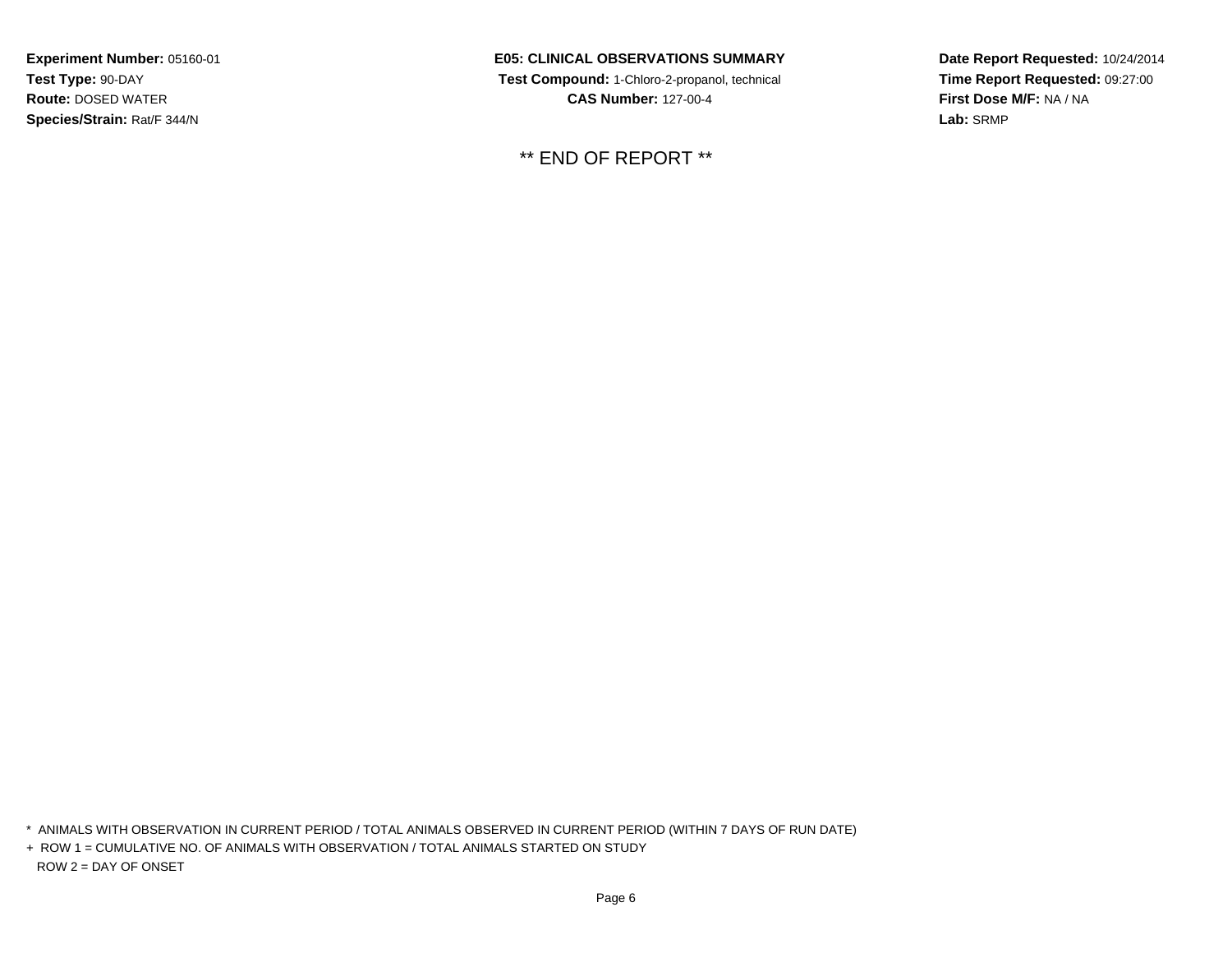**Experiment Number:** 05160-01
**Test Type:** 90-DAY
**Route:** DOSED WATER
**Species/Strain:** Rat/F 344/N

**E05: CLINICAL OBSERVATIONS SUMMARY**
**Test Compound:** 1-Chloro-2-propanol, technical
**CAS Number:** 127-00-4

**Date Report Requested:** 10/24/2014
**Time Report Requested:** 09:27:00
**First Dose M/F:** NA / NA
**Lab:** SRMP

** END OF REPORT **

* ANIMALS WITH OBSERVATION IN CURRENT PERIOD / TOTAL ANIMALS OBSERVED IN CURRENT PERIOD (WITHIN 7 DAYS OF RUN DATE)
+ ROW 1 = CUMULATIVE NO. OF ANIMALS WITH OBSERVATION / TOTAL ANIMALS STARTED ON STUDY
ROW 2 = DAY OF ONSET